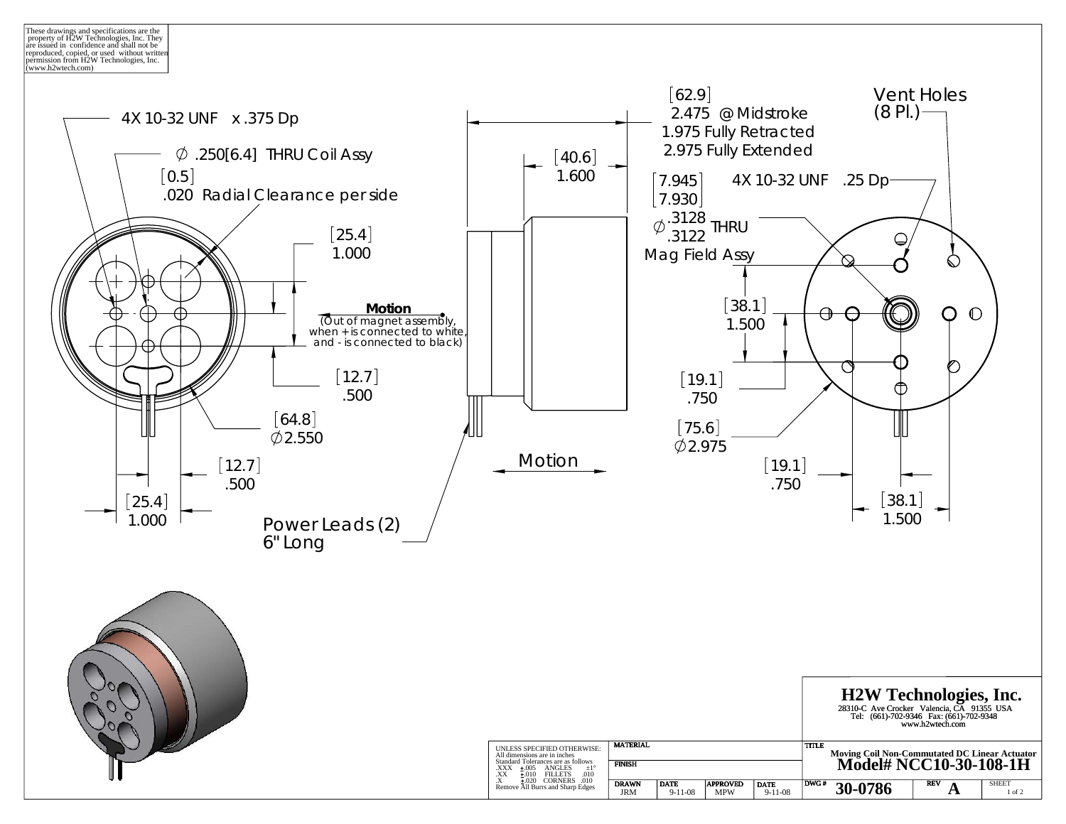These drawings and specifications are the property of H2W Technologies, Inc. They are issued in confidence and shall not be reproduced, copied, or used without written permission from H2W Technologies, Inc. (www.h2wtech.com)

4X 10-32 UNF x .375 Dp

∅ .250[6.4] THRU Coil Assy

[0.5]
.020 Radial Clearance per side

[25.4]
1.000

**Motion**
(Out of magnet assembly, when + is connected to white, and - is connected to black)

[12.7]
.500

[64.8]
∅2.550

[12.7]
.500

[25.4]
1.000

[62.9]
2.475 @ Midstroke
1.975 Fully Retracted
2.975 Fully Extended

[40.6]
1.600

Motion

Power Leads (2)
6" Long

[7.945]
[7.930]
∅ .3128 / .3122 THRU
Mag Field Assy

4X 10-32 UNF .25 Dp

Vent Holes
(8 Pl.)

[38.1]
1.500

[19.1]
.750

[75.6]
∅2.975

[19.1]
.750

[38.1]
1.500

UNLESS SPECIFIED OTHERWISE:
All dimensions are in inches
Standard Tolerances are as follows
.XXX ±.005 ANGLES ±1°
.XX ±.010 FILLETS .010
.X ±.020 CORNERS .010
Remove All Burrs and Sharp Edges

| MATERIAL | | | |
|---|---|---|---|
| FINISH | | | |
| DRAWN JRM | DATE 9-11-08 | APPROVED MPW | DATE 9-11-08 |

**H2W Technologies, Inc.**
28310-C Ave Crocker Valencia, CA 91355 USA
Tel: (661)-702-9346 Fax: (661)-702-9348
www.h2wtech.com

TITLE
Moving Coil Non-Commutated DC Linear Actuator
**Model# NCC10-30-108-1H**

| DWG # | REV | SHEET |
|---|---|---|
| 30-0786 | A | 1 of 2 |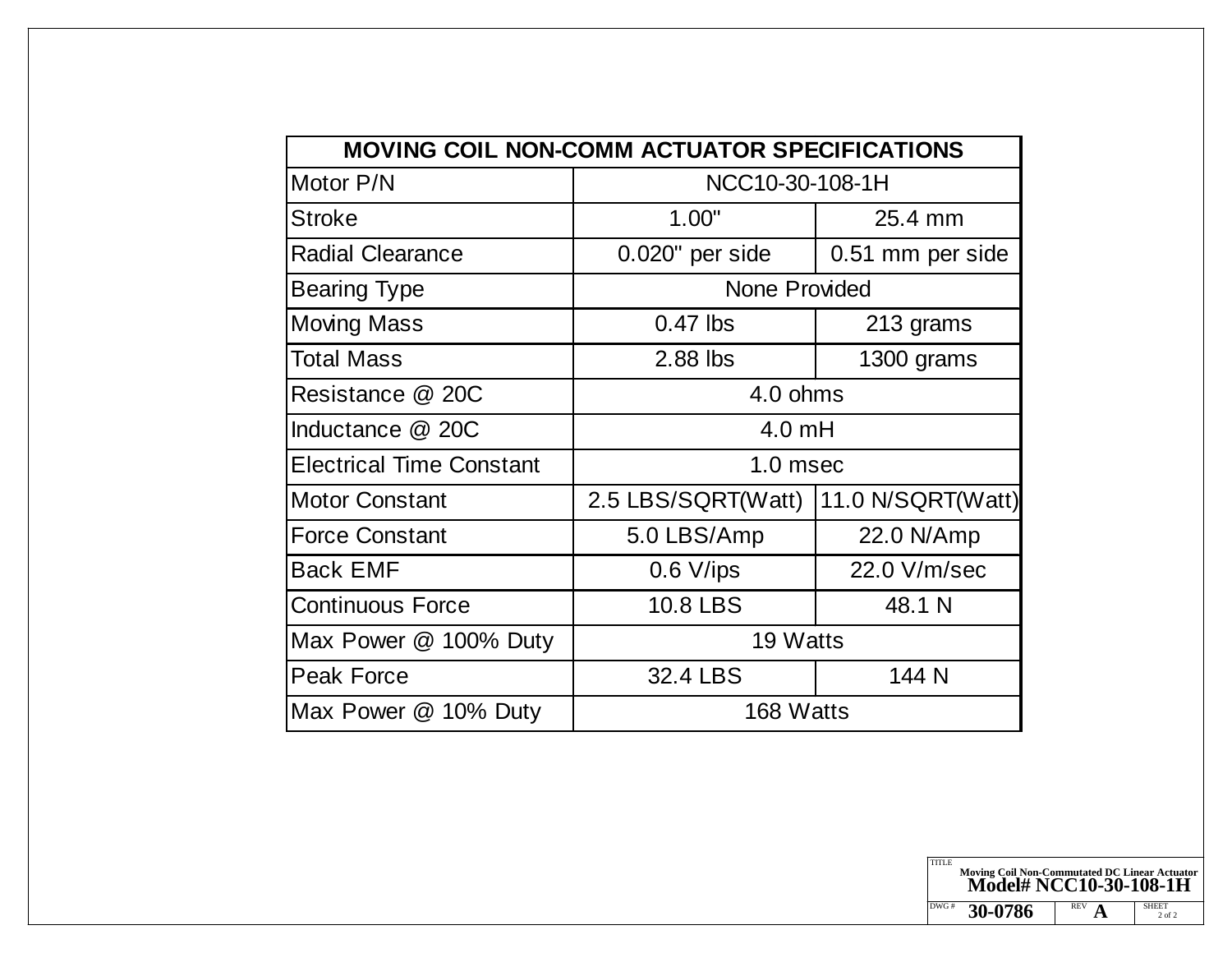| MOVING COIL NON-COMM ACTUATOR SPECIFICATIONS | | |
|---|---|---|
| Motor P/N | NCC10-30-108-1H | |
| Stroke | 1.00" | 25.4 mm |
| Radial Clearance | 0.020" per side | 0.51 mm per side |
| Bearing Type | None Provided | |
| Moving Mass | 0.47 lbs | 213 grams |
| Total Mass | 2.88 lbs | 1300 grams |
| Resistance @ 20C | 4.0 ohms | |
| Inductance @ 20C | 4.0 mH | |
| Electrical Time Constant | 1.0 msec | |
| Motor Constant | 2.5 LBS/SQRT(Watt) | 11.0 N/SQRT(Watt) |
| Force Constant | 5.0 LBS/Amp | 22.0 N/Amp |
| Back EMF | 0.6 V/ips | 22.0 V/m/sec |
| Continuous Force | 10.8 LBS | 48.1 N |
| Max Power @ 100% Duty | 19 Watts | |
| Peak Force | 32.4 LBS | 144 N |
| Max Power @ 10% Duty | 168 Watts | |

TITLE Moving Coil Non-Commutated DC Linear Actuator
**Model# NCC10-30-108-1H**

DWG # **30-0786** REV **A** SHEET 2 of 2